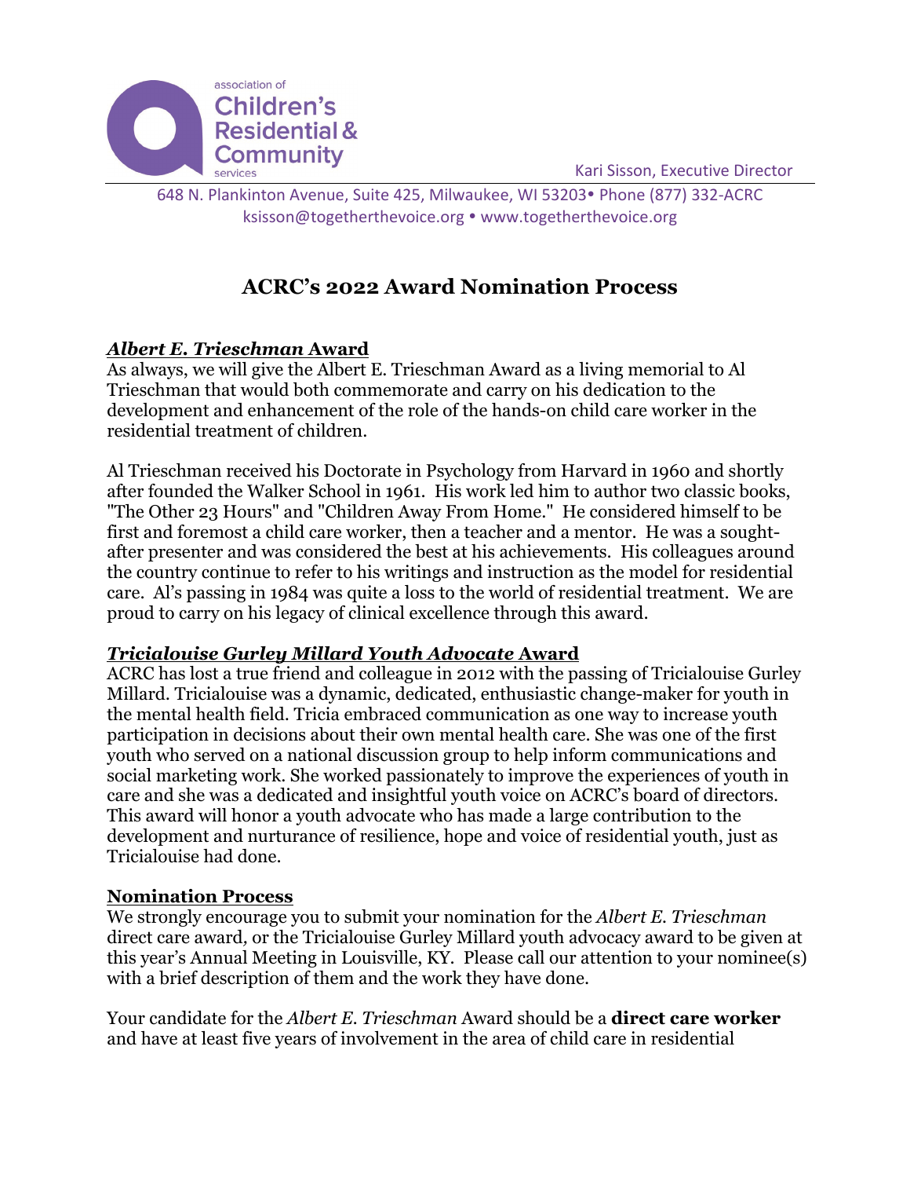association of **Children's Residential & Community** services

Kari Sisson, Executive Director

648 N. Plankinton Avenue, Suite 425, Milwaukee, WI 53203• Phone (877) 332-ACRC
ksisson@togetherthevoice.org • www.togetherthevoice.org

# ACRC's 2022 Award Nomination Process

## ***Albert E. Trieschman* Award**

As always, we will give the Albert E. Trieschman Award as a living memorial to Al Trieschman that would both commemorate and carry on his dedication to the development and enhancement of the role of the hands-on child care worker in the residential treatment of children.

Al Trieschman received his Doctorate in Psychology from Harvard in 1960 and shortly after founded the Walker School in 1961. His work led him to author two classic books, "The Other 23 Hours" and "Children Away From Home." He considered himself to be first and foremost a child care worker, then a teacher and a mentor. He was a sought-after presenter and was considered the best at his achievements. His colleagues around the country continue to refer to his writings and instruction as the model for residential care. Al's passing in 1984 was quite a loss to the world of residential treatment. We are proud to carry on his legacy of clinical excellence through this award.

## ***Tricialouise Gurley Millard Youth Advocate* Award**

ACRC has lost a true friend and colleague in 2012 with the passing of Tricialouise Gurley Millard. Tricialouise was a dynamic, dedicated, enthusiastic change-maker for youth in the mental health field. Tricia embraced communication as one way to increase youth participation in decisions about their own mental health care. She was one of the first youth who served on a national discussion group to help inform communications and social marketing work. She worked passionately to improve the experiences of youth in care and she was a dedicated and insightful youth voice on ACRC's board of directors. This award will honor a youth advocate who has made a large contribution to the development and nurturance of resilience, hope and voice of residential youth, just as Tricialouise had done.

## **Nomination Process**

We strongly encourage you to submit your nomination for the *Albert E. Trieschman* direct care award, or the Tricialouise Gurley Millard youth advocacy award to be given at this year's Annual Meeting in Louisville, KY. Please call our attention to your nominee(s) with a brief description of them and the work they have done.

Your candidate for the *Albert E. Trieschman* Award should be a **direct care worker** and have at least five years of involvement in the area of child care in residential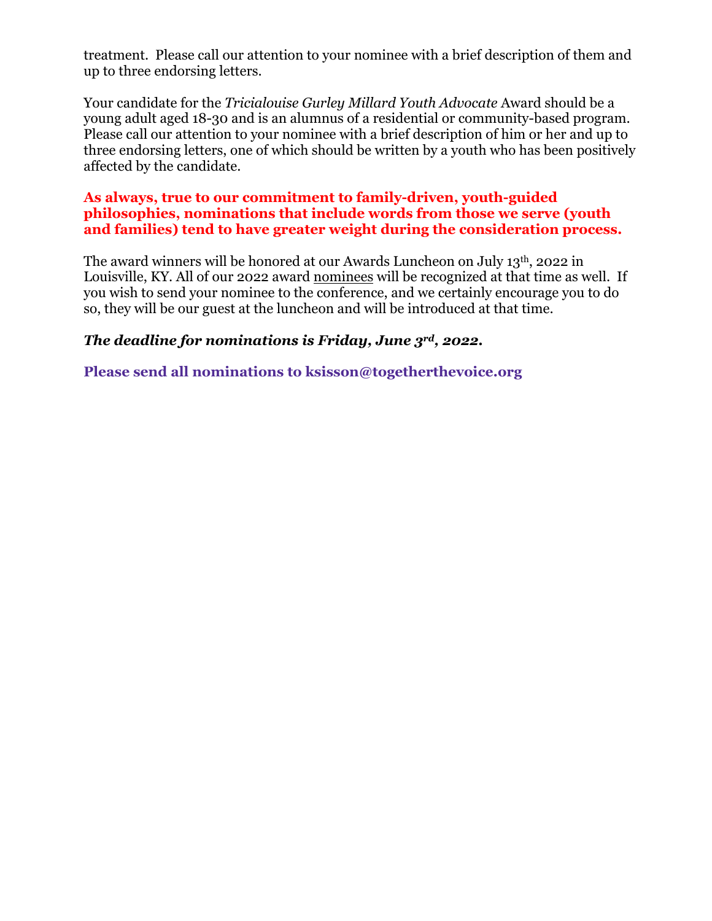treatment. Please call our attention to your nominee with a brief description of them and up to three endorsing letters.

Your candidate for the *Tricialouise Gurley Millard Youth Advocate* Award should be a young adult aged 18-30 and is an alumnus of a residential or community-based program. Please call our attention to your nominee with a brief description of him or her and up to three endorsing letters, one of which should be written by a youth who has been positively affected by the candidate.

**As always, true to our commitment to family-driven, youth-guided philosophies, nominations that include words from those we serve (youth and families) tend to have greater weight during the consideration process.**

The award winners will be honored at our Awards Luncheon on July 13th, 2022 in Louisville, KY. All of our 2022 award nominees will be recognized at that time as well. If you wish to send your nominee to the conference, and we certainly encourage you to do so, they will be our guest at the luncheon and will be introduced at that time.

***The deadline for nominations is Friday, June 3rd, 2022.***

**Please send all nominations to ksisson@togetherthevoice.org**